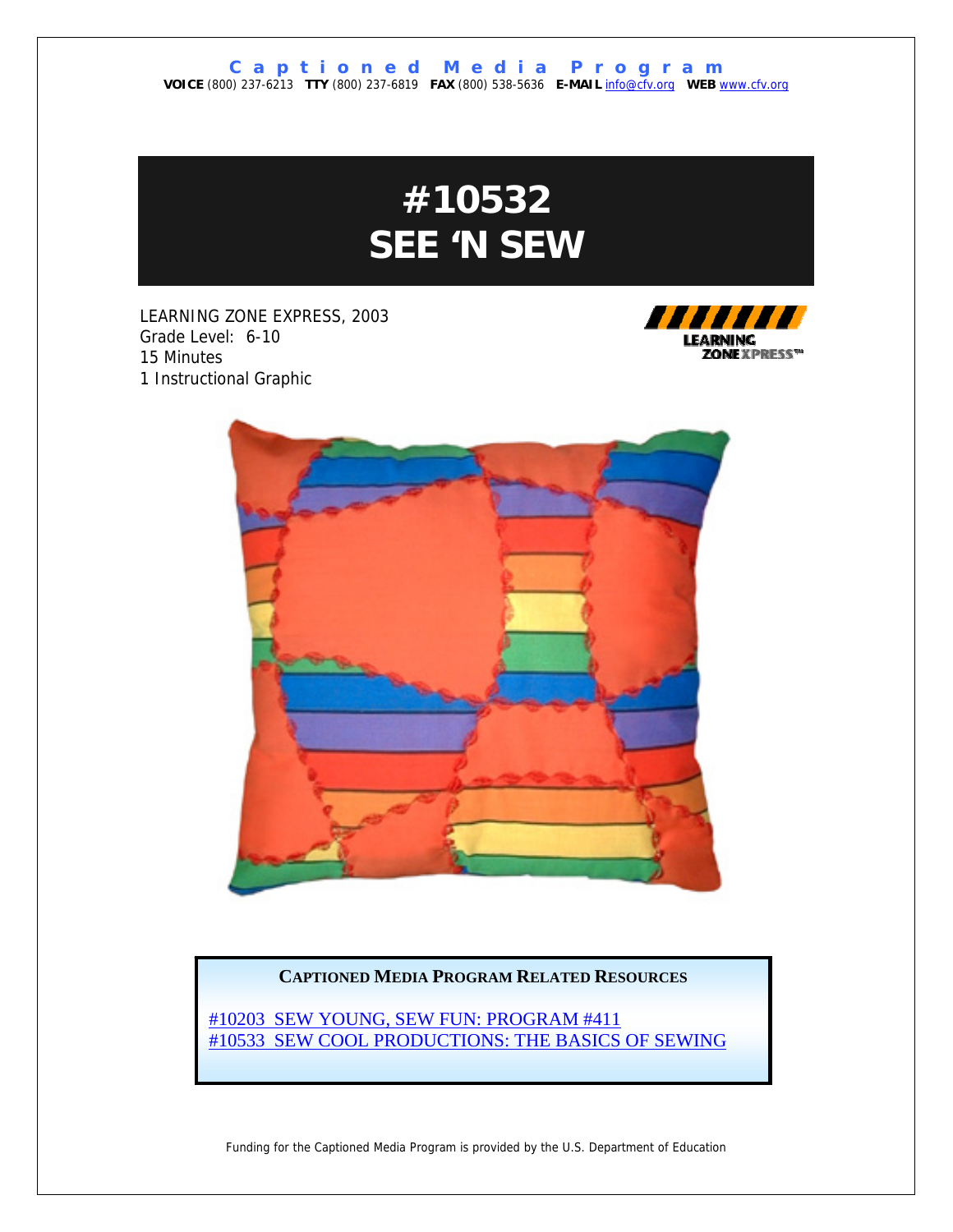**Captioned Media Program**

**VOICE** (800) 237-6213 **TTY** (800) 237-6819 **FAX** (800) 538-5636 **E-MAIL** info@cfv.org **WEB** www.cfv.org

# #10532 SEE 'N SEW

LEARNING ZONE EXPRESS, 2003
Grade Level: 6-10
15 Minutes
1 Instructional Graphic

**CAPTIONED MEDIA PROGRAM RELATED RESOURCES**

#10203 SEW YOUNG, SEW FUN: PROGRAM #411
#10533 SEW COOL PRODUCTIONS: THE BASICS OF SEWING

Funding for the Captioned Media Program is provided by the U.S. Department of Education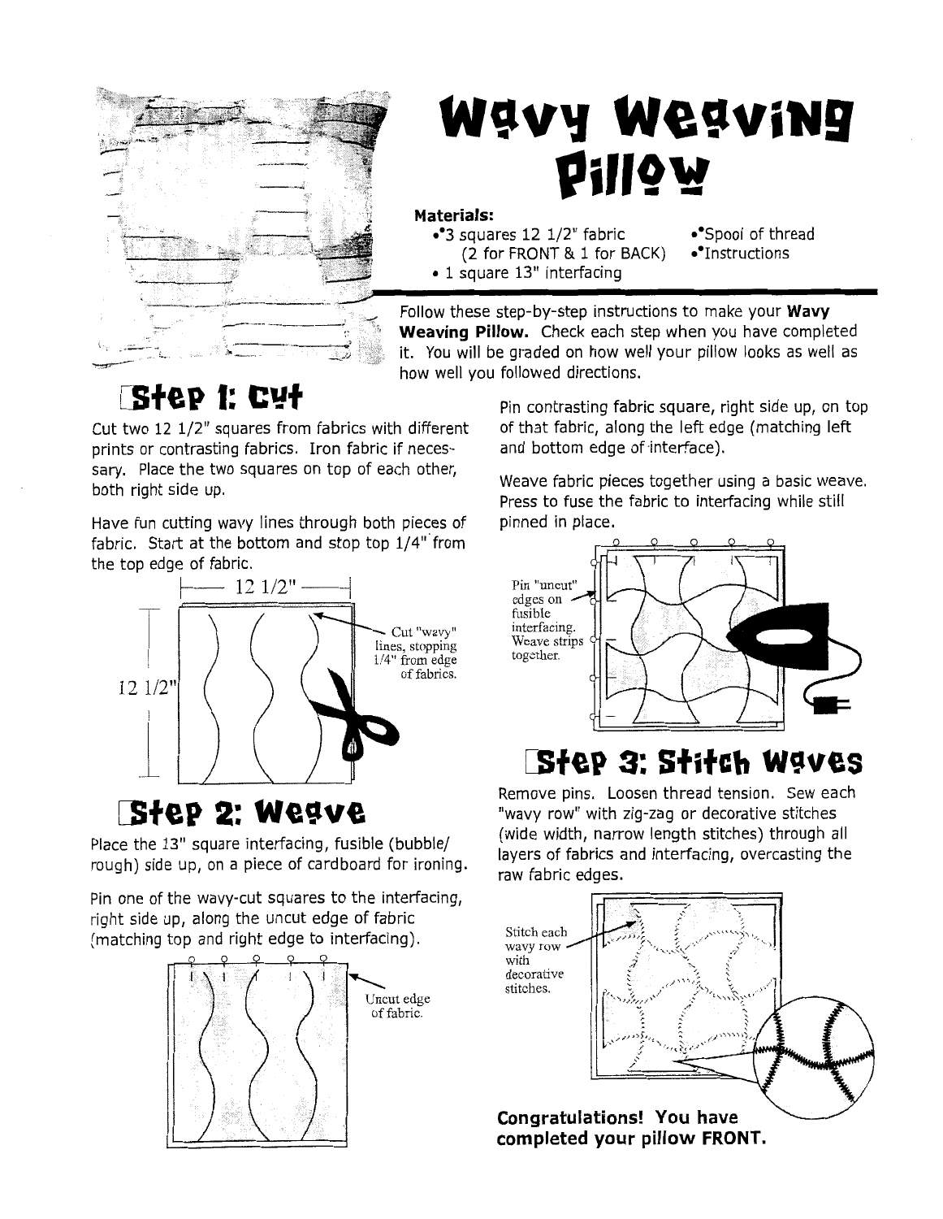# Wavy Weaving Pillow

**Materials:**

- 3 squares 12 1/2" fabric (2 for FRONT & 1 for BACK)
- 1 square 13" interfacing
- Spool of thread
- Instructions

Follow these step-by-step instructions to make your **Wavy Weaving Pillow.** Check each step when you have completed it. You will be graded on how well your pillow looks as well as how well you followed directions.

## Step 1: Cut

Cut two 12 1/2" squares from fabrics with different prints or contrasting fabrics. Iron fabric if necessary. Place the two squares on top of each other, both right side up.

Have fun cutting wavy lines through both pieces of fabric. Start at the bottom and stop top 1/4" from the top edge of fabric.

12 1/2"

12 1/2"

Cut "wavy" lines, stopping 1/4" from edge of fabrics.

## Step 2: Weave

Place the 13" square interfacing, fusible (bubble/rough) side up, on a piece of cardboard for ironing.

Pin one of the wavy-cut squares to the interfacing, right side up, along the uncut edge of fabric (matching top and right edge to interfacing).

Uncut edge of fabric.

Pin contrasting fabric square, right side up, on top of that fabric, along the left edge (matching left and bottom edge of interface).

Weave fabric pieces together using a basic weave. Press to fuse the fabric to interfacing while still pinned in place.

Pin "uncut" edges on fusible interfacing. Weave strips together.

## Step 3: Stitch Waves

Remove pins. Loosen thread tension. Sew each "wavy row" with zig-zag or decorative stitches (wide width, narrow length stitches) through all layers of fabrics and interfacing, overcasting the raw fabric edges.

Stitch each wavy row with decorative stitches.

**Congratulations! You have completed your pillow FRONT.**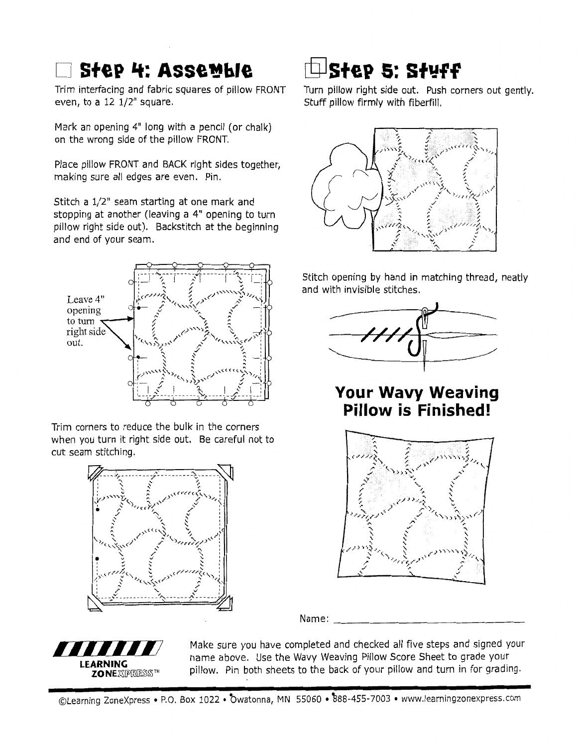## ☐ Step 4: Assemble

Trim interfacing and fabric squares of pillow FRONT even, to a 12 1/2" square.

Mark an opening 4" long with a pencil (or chalk) on the wrong side of the pillow FRONT.

Place pillow FRONT and BACK right sides together, making sure all edges are even. Pin.

Stitch a 1/2" seam starting at one mark and stopping at another (leaving a 4" opening to turn pillow right side out). Backstitch at the beginning and end of your seam.

Leave 4" opening to turn right side out.

Trim corners to reduce the bulk in the corners when you turn it right side out. Be careful not to cut seam stitching.

## ☐ Step 5: Stuff

Turn pillow right side out. Push corners out gently. Stuff pillow firmly with fiberfill.

Stitch opening by hand in matching thread, neatly and with invisible stitches.

## Your Wavy Weaving Pillow is Finished!

Name: ______________________________

Make sure you have completed and checked all five steps and signed your name above. Use the Wavy Weaving Pillow Score Sheet to grade your pillow. Pin both sheets to the back of your pillow and turn in for grading.

©Learning ZoneXpress • P.O. Box 1022 • Owatonna, MN 55060 • 888-455-7003 • www.learningzonexpress.com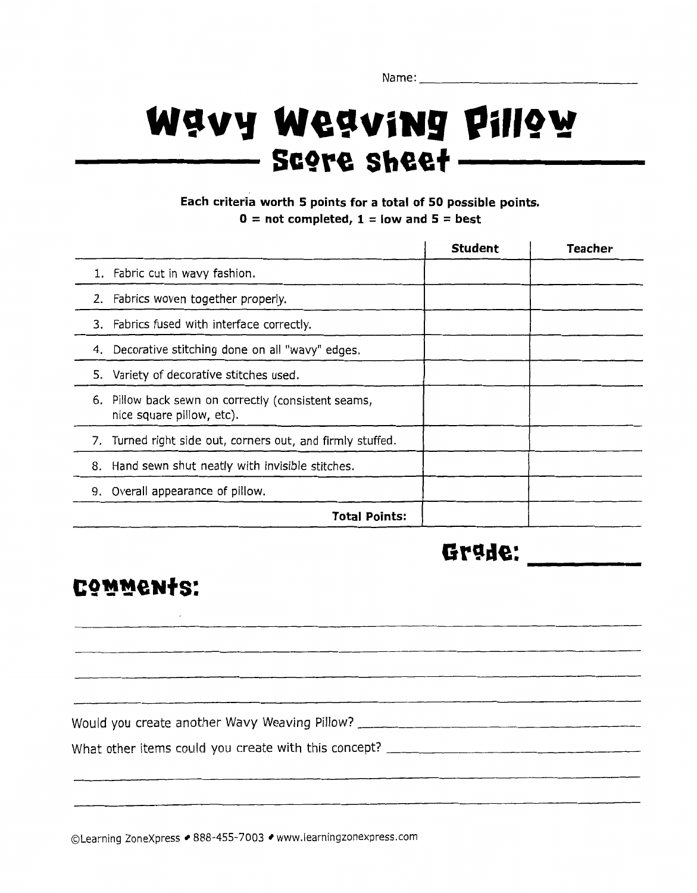Name: ______________________________

# Wavy Weaving Pillow

## Score sheet

**Each criteria worth 5 points for a total of 50 possible points.**
**0 = not completed, 1 = low and 5 = best**

| | Student | Teacher |
|---|---|---|
| 1. Fabric cut in wavy fashion. | | |
| 2. Fabrics woven together properly. | | |
| 3. Fabrics fused with interface correctly. | | |
| 4. Decorative stitching done on all "wavy" edges. | | |
| 5. Variety of decorative stitches used. | | |
| 6. Pillow back sewn on correctly (consistent seams, nice square pillow, etc). | | |
| 7. Turned right side out, corners out, and firmly stuffed. | | |
| 8. Hand sewn shut neatly with invisible stitches. | | |
| 9. Overall appearance of pillow. | | |
| **Total Points:** | | |

## Grade: ________

## Comments:

______________________________________________________________________

______________________________________________________________________

______________________________________________________________________

______________________________________________________________________

Would you create another Wavy Weaving Pillow? ______________________________

What other items could you create with this concept? ______________________________

______________________________________________________________________

______________________________________________________________________

©Learning ZoneXpress • 888-455-7003 • www.learningzonexpress.com